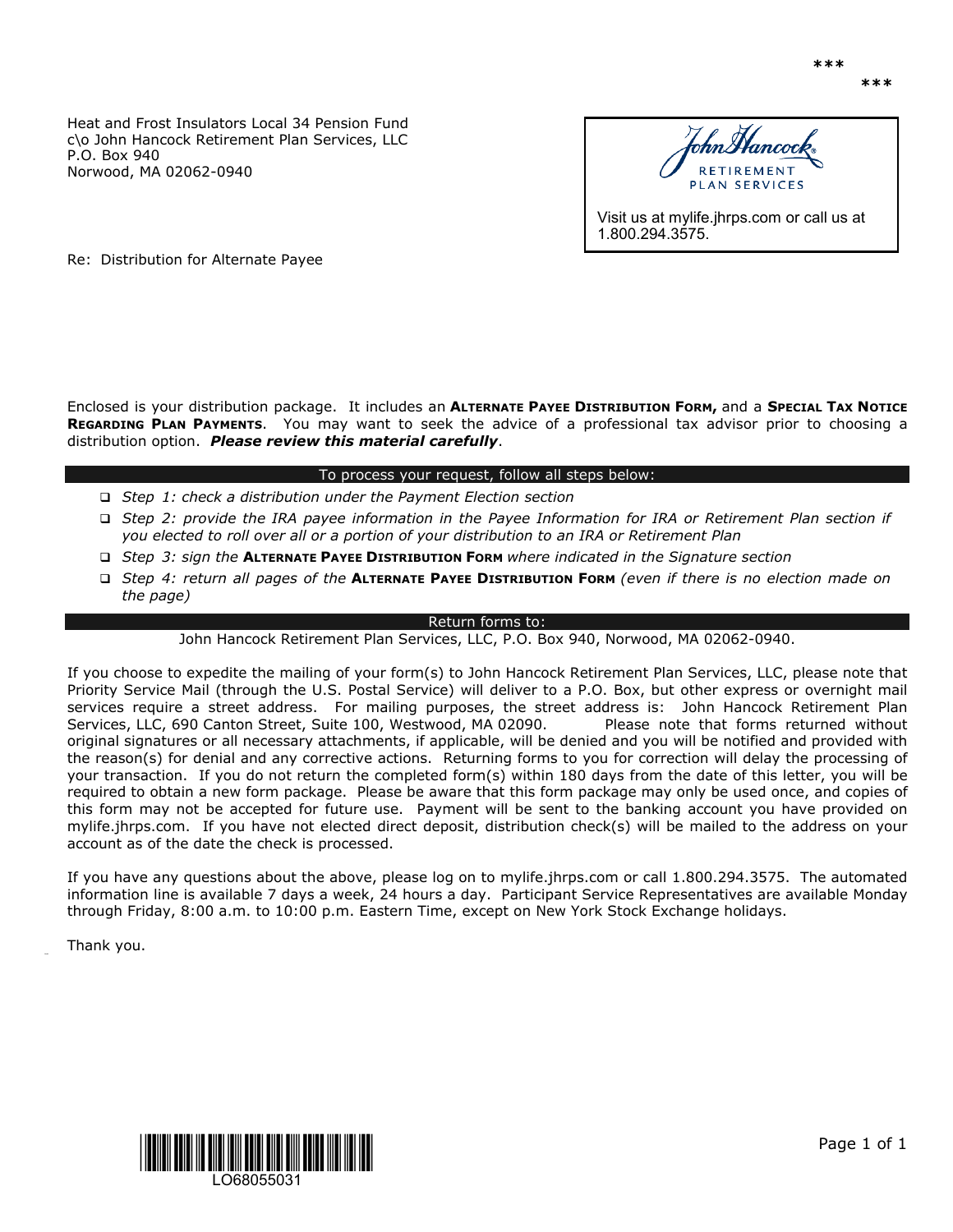***

***

Heat and Frost Insulators Local 34 Pension Fund
c\o John Hancock Retirement Plan Services, LLC
P.O. Box 940
Norwood, MA 02062-0940

John Hancock RETIREMENT PLAN SERVICES

Visit us at mylife.jhrps.com or call us at 1.800.294.3575.

Re: Distribution for Alternate Payee

Enclosed is your distribution package. It includes an **Alternate Payee Distribution Form,** and a **Special Tax Notice Regarding Plan Payments**. You may want to seek the advice of a professional tax advisor prior to choosing a distribution option. ***Please review this material carefully***.

**To process your request, follow all steps below:**

- ❑ *Step 1: check a distribution under the Payment Election section*
- ❑ *Step 2: provide the IRA payee information in the Payee Information for IRA or Retirement Plan section if you elected to roll over all or a portion of your distribution to an IRA or Retirement Plan*
- ❑ *Step 3: sign the* **Alternate Payee Distribution Form** *where indicated in the Signature section*
- ❑ *Step 4: return all pages of the* **Alternate Payee Distribution Form** *(even if there is no election made on the page)*

**Return forms to:**

John Hancock Retirement Plan Services, LLC, P.O. Box 940, Norwood, MA 02062-0940.

If you choose to expedite the mailing of your form(s) to John Hancock Retirement Plan Services, LLC, please note that Priority Service Mail (through the U.S. Postal Service) will deliver to a P.O. Box, but other express or overnight mail services require a street address. For mailing purposes, the street address is: John Hancock Retirement Plan Services, LLC, 690 Canton Street, Suite 100, Westwood, MA 02090. Please note that forms returned without original signatures or all necessary attachments, if applicable, will be denied and you will be notified and provided with the reason(s) for denial and any corrective actions. Returning forms to you for correction will delay the processing of your transaction. If you do not return the completed form(s) within 180 days from the date of this letter, you will be required to obtain a new form package. Please be aware that this form package may only be used once, and copies of this form may not be accepted for future use. Payment will be sent to the banking account you have provided on mylife.jhrps.com. If you have not elected direct deposit, distribution check(s) will be mailed to the address on your account as of the date the check is processed.

If you have any questions about the above, please log on to mylife.jhrps.com or call 1.800.294.3575. The automated information line is available 7 days a week, 24 hours a day. Participant Service Representatives are available Monday through Friday, 8:00 a.m. to 10:00 p.m. Eastern Time, except on New York Stock Exchange holidays.

Thank you.

LO68055031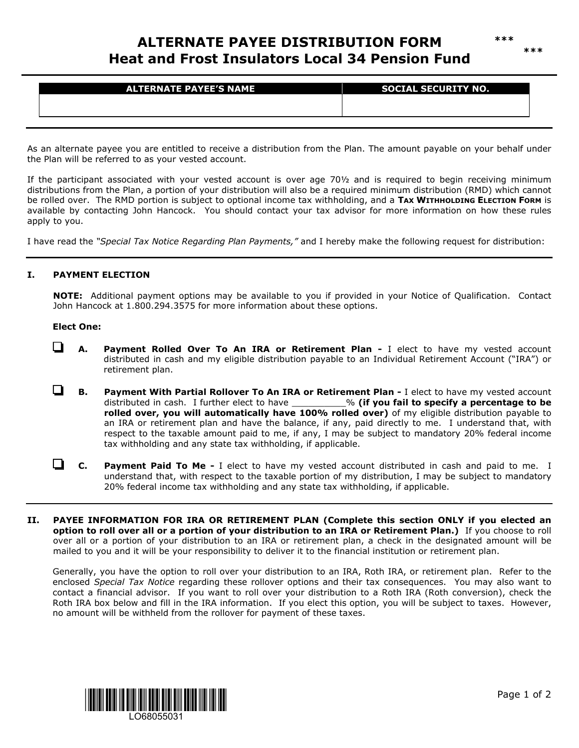# ALTERNATE PAYEE DISTRIBUTION FORM
## Heat and Frost Insulators Local 34 Pension Fund

***

***

| ALTERNATE PAYEE'S NAME | SOCIAL SECURITY NO. |
|---|---|
| | |

As an alternate payee you are entitled to receive a distribution from the Plan. The amount payable on your behalf under the Plan will be referred to as your vested account.

If the participant associated with your vested account is over age 70½ and is required to begin receiving minimum distributions from the Plan, a portion of your distribution will also be a required minimum distribution (RMD) which cannot be rolled over. The RMD portion is subject to optional income tax withholding, and a **TAX WITHHOLDING ELECTION FORM** is available by contacting John Hancock. You should contact your tax advisor for more information on how these rules apply to you.

I have read the *"Special Tax Notice Regarding Plan Payments,"* and I hereby make the following request for distribution:

## I. PAYMENT ELECTION

**NOTE:** Additional payment options may be available to you if provided in your Notice of Qualification. Contact John Hancock at 1.800.294.3575 for more information about these options.

**Elect One:**

☐ **A. Payment Rolled Over To An IRA or Retirement Plan -** I elect to have my vested account distributed in cash and my eligible distribution payable to an Individual Retirement Account ("IRA") or retirement plan.

☐ **B. Payment With Partial Rollover To An IRA or Retirement Plan -** I elect to have my vested account distributed in cash. I further elect to have __________% **(if you fail to specify a percentage to be rolled over, you will automatically have 100% rolled over)** of my eligible distribution payable to an IRA or retirement plan and have the balance, if any, paid directly to me. I understand that, with respect to the taxable amount paid to me, if any, I may be subject to mandatory 20% federal income tax withholding and any state tax withholding, if applicable.

☐ **C. Payment Paid To Me -** I elect to have my vested account distributed in cash and paid to me. I understand that, with respect to the taxable portion of my distribution, I may be subject to mandatory 20% federal income tax withholding and any state tax withholding, if applicable.

## II. PAYEE INFORMATION FOR IRA OR RETIREMENT PLAN (Complete this section ONLY if you elected an option to roll over all or a portion of your distribution to an IRA or Retirement Plan.)

If you choose to roll over all or a portion of your distribution to an IRA or retirement plan, a check in the designated amount will be mailed to you and it will be your responsibility to deliver it to the financial institution or retirement plan.

Generally, you have the option to roll over your distribution to an IRA, Roth IRA, or retirement plan. Refer to the enclosed *Special Tax Notice* regarding these rollover options and their tax consequences. You may also want to contact a financial advisor. If you want to roll over your distribution to a Roth IRA (Roth conversion), check the Roth IRA box below and fill in the IRA information. If you elect this option, you will be subject to taxes. However, no amount will be withheld from the rollover for payment of these taxes.

LO68055031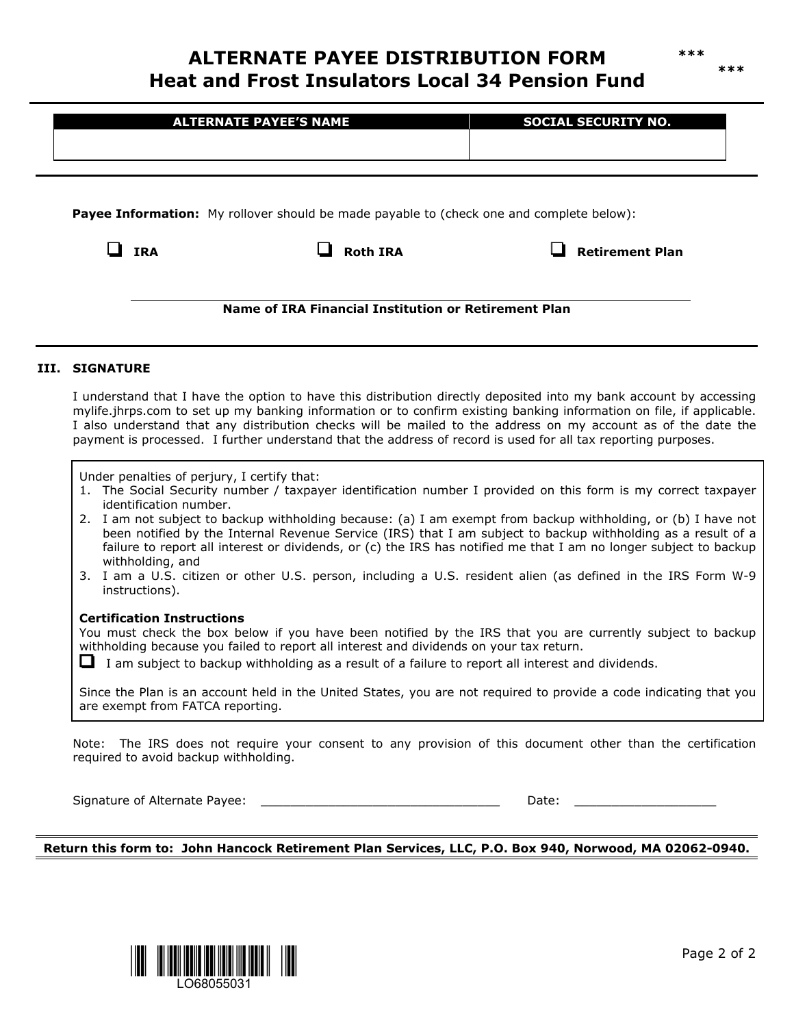# ALTERNATE PAYEE DISTRIBUTION FORM
# Heat and Frost Insulators Local 34 Pension Fund

***

***

| ALTERNATE PAYEE'S NAME | SOCIAL SECURITY NO. |
|---|---|
| | |

**Payee Information:** My rollover should be made payable to (check one and complete below):

☐ **IRA** ☐ **Roth IRA** ☐ **Retirement Plan**

______________________________________________

**Name of IRA Financial Institution or Retirement Plan**

## III. SIGNATURE

I understand that I have the option to have this distribution directly deposited into my bank account by accessing mylife.jhrps.com to set up my banking information or to confirm existing banking information on file, if applicable. I also understand that any distribution checks will be mailed to the address on my account as of the date the payment is processed. I further understand that the address of record is used for all tax reporting purposes.

Under penalties of perjury, I certify that:

1. The Social Security number / taxpayer identification number I provided on this form is my correct taxpayer identification number.
2. I am not subject to backup withholding because: (a) I am exempt from backup withholding, or (b) I have not been notified by the Internal Revenue Service (IRS) that I am subject to backup withholding as a result of a failure to report all interest or dividends, or (c) the IRS has notified me that I am no longer subject to backup withholding, and
3. I am a U.S. citizen or other U.S. person, including a U.S. resident alien (as defined in the IRS Form W-9 instructions).

**Certification Instructions**
You must check the box below if you have been notified by the IRS that you are currently subject to backup withholding because you failed to report all interest and dividends on your tax return.

☐ I am subject to backup withholding as a result of a failure to report all interest and dividends.

Since the Plan is an account held in the United States, you are not required to provide a code indicating that you are exempt from FATCA reporting.

Note: The IRS does not require your consent to any provision of this document other than the certification required to avoid backup withholding.

Signature of Alternate Payee: ________________________________ Date: ___________________

**Return this form to: John Hancock Retirement Plan Services, LLC, P.O. Box 940, Norwood, MA 02062-0940.**

LO68055031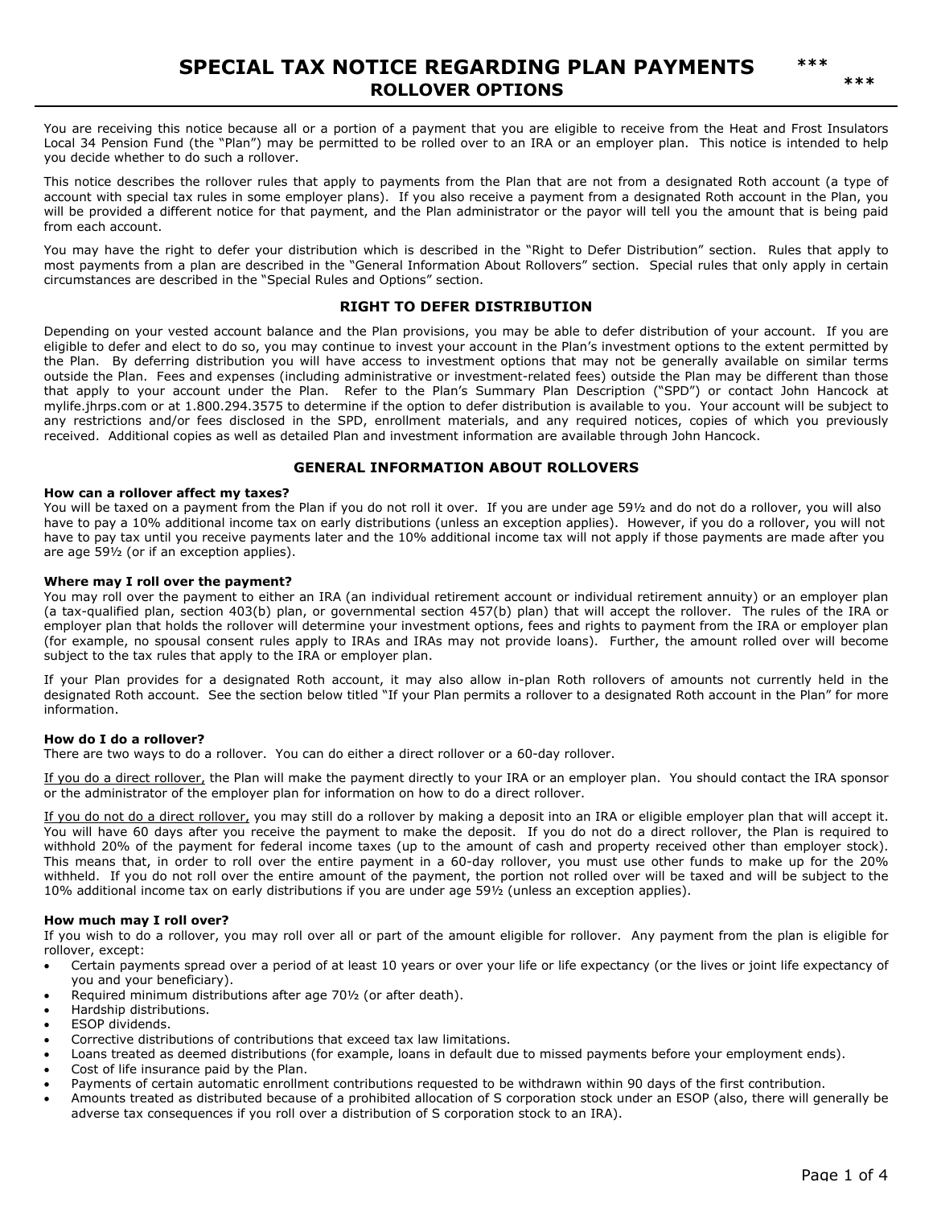# SPECIAL TAX NOTICE REGARDING PLAN PAYMENTS

## ROLLOVER OPTIONS

You are receiving this notice because all or a portion of a payment that you are eligible to receive from the Heat and Frost Insulators Local 34 Pension Fund (the "Plan") may be permitted to be rolled over to an IRA or an employer plan. This notice is intended to help you decide whether to do such a rollover.

This notice describes the rollover rules that apply to payments from the Plan that are not from a designated Roth account (a type of account with special tax rules in some employer plans). If you also receive a payment from a designated Roth account in the Plan, you will be provided a different notice for that payment, and the Plan administrator or the payor will tell you the amount that is being paid from each account.

You may have the right to defer your distribution which is described in the "Right to Defer Distribution" section. Rules that apply to most payments from a plan are described in the "General Information About Rollovers" section. Special rules that only apply in certain circumstances are described in the "Special Rules and Options" section.

### RIGHT TO DEFER DISTRIBUTION

Depending on your vested account balance and the Plan provisions, you may be able to defer distribution of your account. If you are eligible to defer and elect to do so, you may continue to invest your account in the Plan's investment options to the extent permitted by the Plan. By deferring distribution you will have access to investment options that may not be generally available on similar terms outside the Plan. Fees and expenses (including administrative or investment-related fees) outside the Plan may be different than those that apply to your account under the Plan. Refer to the Plan's Summary Plan Description ("SPD") or contact John Hancock at mylife.jhrps.com or at 1.800.294.3575 to determine if the option to defer distribution is available to you. Your account will be subject to any restrictions and/or fees disclosed in the SPD, enrollment materials, and any required notices, copies of which you previously received. Additional copies as well as detailed Plan and investment information are available through John Hancock.

### GENERAL INFORMATION ABOUT ROLLOVERS

**How can a rollover affect my taxes?**

You will be taxed on a payment from the Plan if you do not roll it over. If you are under age 59½ and do not do a rollover, you will also have to pay a 10% additional income tax on early distributions (unless an exception applies). However, if you do a rollover, you will not have to pay tax until you receive payments later and the 10% additional income tax will not apply if those payments are made after you are age 59½ (or if an exception applies).

**Where may I roll over the payment?**

You may roll over the payment to either an IRA (an individual retirement account or individual retirement annuity) or an employer plan (a tax-qualified plan, section 403(b) plan, or governmental section 457(b) plan) that will accept the rollover. The rules of the IRA or employer plan that holds the rollover will determine your investment options, fees and rights to payment from the IRA or employer plan (for example, no spousal consent rules apply to IRAs and IRAs may not provide loans). Further, the amount rolled over will become subject to the tax rules that apply to the IRA or employer plan.

If your Plan provides for a designated Roth account, it may also allow in-plan Roth rollovers of amounts not currently held in the designated Roth account. See the section below titled "If your Plan permits a rollover to a designated Roth account in the Plan" for more information.

**How do I do a rollover?**

There are two ways to do a rollover. You can do either a direct rollover or a 60-day rollover.

<u>If you do a direct rollover,</u> the Plan will make the payment directly to your IRA or an employer plan. You should contact the IRA sponsor or the administrator of the employer plan for information on how to do a direct rollover.

<u>If you do not do a direct rollover,</u> you may still do a rollover by making a deposit into an IRA or eligible employer plan that will accept it. You will have 60 days after you receive the payment to make the deposit. If you do not do a direct rollover, the Plan is required to withhold 20% of the payment for federal income taxes (up to the amount of cash and property received other than employer stock). This means that, in order to roll over the entire payment in a 60-day rollover, you must use other funds to make up for the 20% withheld. If you do not roll over the entire amount of the payment, the portion not rolled over will be taxed and will be subject to the 10% additional income tax on early distributions if you are under age 59½ (unless an exception applies).

**How much may I roll over?**

If you wish to do a rollover, you may roll over all or part of the amount eligible for rollover. Any payment from the plan is eligible for rollover, except:

- Certain payments spread over a period of at least 10 years or over your life or life expectancy (or the lives or joint life expectancy of you and your beneficiary).
- Required minimum distributions after age 70½ (or after death).
- Hardship distributions.
- ESOP dividends.
- Corrective distributions of contributions that exceed tax law limitations.
- Loans treated as deemed distributions (for example, loans in default due to missed payments before your employment ends).
- Cost of life insurance paid by the Plan.
- Payments of certain automatic enrollment contributions requested to be withdrawn within 90 days of the first contribution.
- Amounts treated as distributed because of a prohibited allocation of S corporation stock under an ESOP (also, there will generally be adverse tax consequences if you roll over a distribution of S corporation stock to an IRA).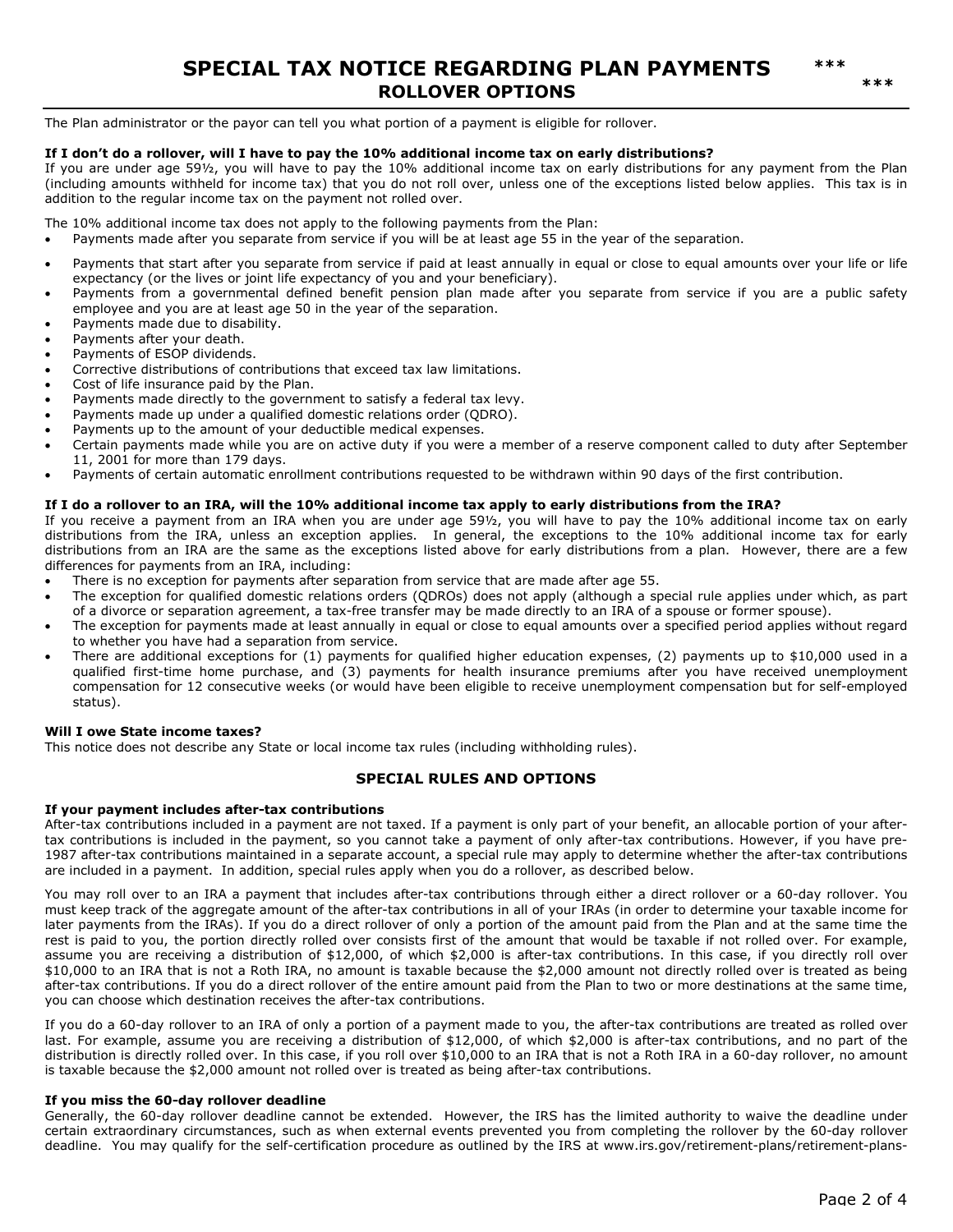# SPECIAL TAX NOTICE REGARDING PLAN PAYMENTS

## ROLLOVER OPTIONS

The Plan administrator or the payor can tell you what portion of a payment is eligible for rollover.

**If I don't do a rollover, will I have to pay the 10% additional income tax on early distributions?**
If you are under age 59½, you will have to pay the 10% additional income tax on early distributions for any payment from the Plan (including amounts withheld for income tax) that you do not roll over, unless one of the exceptions listed below applies. This tax is in addition to the regular income tax on the payment not rolled over.

The 10% additional income tax does not apply to the following payments from the Plan:

- Payments made after you separate from service if you will be at least age 55 in the year of the separation.
- Payments that start after you separate from service if paid at least annually in equal or close to equal amounts over your life or life expectancy (or the lives or joint life expectancy of you and your beneficiary).
- Payments from a governmental defined benefit pension plan made after you separate from service if you are a public safety employee and you are at least age 50 in the year of the separation.
- Payments made due to disability.
- Payments after your death.
- Payments of ESOP dividends.
- Corrective distributions of contributions that exceed tax law limitations.
- Cost of life insurance paid by the Plan.
- Payments made directly to the government to satisfy a federal tax levy.
- Payments made up under a qualified domestic relations order (QDRO).
- Payments up to the amount of your deductible medical expenses.
- Certain payments made while you are on active duty if you were a member of a reserve component called to duty after September 11, 2001 for more than 179 days.
- Payments of certain automatic enrollment contributions requested to be withdrawn within 90 days of the first contribution.

**If I do a rollover to an IRA, will the 10% additional income tax apply to early distributions from the IRA?**
If you receive a payment from an IRA when you are under age 59½, you will have to pay the 10% additional income tax on early distributions from the IRA, unless an exception applies. In general, the exceptions to the 10% additional income tax for early distributions from an IRA are the same as the exceptions listed above for early distributions from a plan. However, there are a few differences for payments from an IRA, including:

- There is no exception for payments after separation from service that are made after age 55.
- The exception for qualified domestic relations orders (QDROs) does not apply (although a special rule applies under which, as part of a divorce or separation agreement, a tax-free transfer may be made directly to an IRA of a spouse or former spouse).
- The exception for payments made at least annually in equal or close to equal amounts over a specified period applies without regard to whether you have had a separation from service.
- There are additional exceptions for (1) payments for qualified higher education expenses, (2) payments up to $10,000 used in a qualified first-time home purchase, and (3) payments for health insurance premiums after you have received unemployment compensation for 12 consecutive weeks (or would have been eligible to receive unemployment compensation but for self-employed status).

**Will I owe State income taxes?**
This notice does not describe any State or local income tax rules (including withholding rules).

## SPECIAL RULES AND OPTIONS

**If your payment includes after-tax contributions**
After-tax contributions included in a payment are not taxed. If a payment is only part of your benefit, an allocable portion of your after-tax contributions is included in the payment, so you cannot take a payment of only after-tax contributions. However, if you have pre-1987 after-tax contributions maintained in a separate account, a special rule may apply to determine whether the after-tax contributions are included in a payment. In addition, special rules apply when you do a rollover, as described below.

You may roll over to an IRA a payment that includes after-tax contributions through either a direct rollover or a 60-day rollover. You must keep track of the aggregate amount of the after-tax contributions in all of your IRAs (in order to determine your taxable income for later payments from the IRAs). If you do a direct rollover of only a portion of the amount paid from the Plan and at the same time the rest is paid to you, the portion directly rolled over consists first of the amount that would be taxable if not rolled over. For example, assume you are receiving a distribution of $12,000, of which $2,000 is after-tax contributions. In this case, if you directly roll over $10,000 to an IRA that is not a Roth IRA, no amount is taxable because the $2,000 amount not directly rolled over is treated as being after-tax contributions. If you do a direct rollover of the entire amount paid from the Plan to two or more destinations at the same time, you can choose which destination receives the after-tax contributions.

If you do a 60-day rollover to an IRA of only a portion of a payment made to you, the after-tax contributions are treated as rolled over last. For example, assume you are receiving a distribution of $12,000, of which $2,000 is after-tax contributions, and no part of the distribution is directly rolled over. In this case, if you roll over $10,000 to an IRA that is not a Roth IRA in a 60-day rollover, no amount is taxable because the $2,000 amount not rolled over is treated as being after-tax contributions.

**If you miss the 60-day rollover deadline**
Generally, the 60-day rollover deadline cannot be extended. However, the IRS has the limited authority to waive the deadline under certain extraordinary circumstances, such as when external events prevented you from completing the rollover by the 60-day rollover deadline. You may qualify for the self-certification procedure as outlined by the IRS at www.irs.gov/retirement-plans/retirement-plans-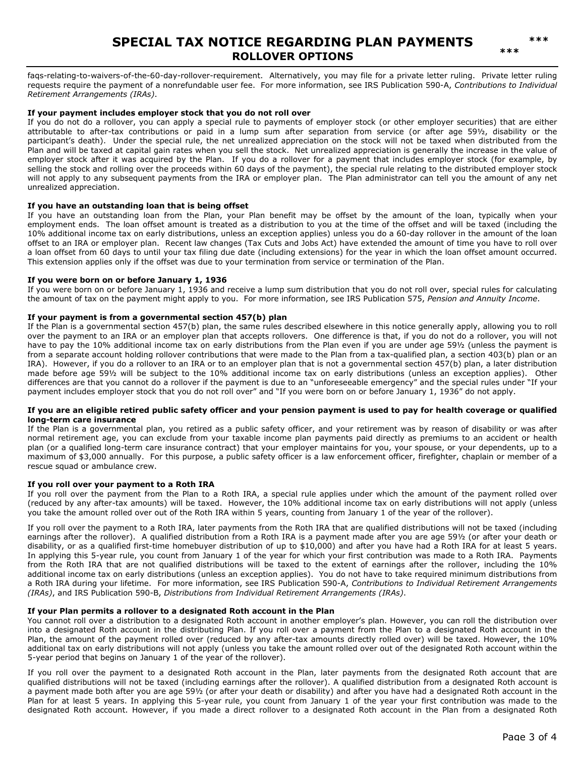faqs-relating-to-waivers-of-the-60-day-rollover-requirement. Alternatively, you may file for a private letter ruling. Private letter ruling requests require the payment of a nonrefundable user fee. For more information, see IRS Publication 590-A, *Contributions to Individual Retirement Arrangements (IRAs)*.

**If your payment includes employer stock that you do not roll over**

If you do not do a rollover, you can apply a special rule to payments of employer stock (or other employer securities) that are either attributable to after-tax contributions or paid in a lump sum after separation from service (or after age 59½, disability or the participant's death). Under the special rule, the net unrealized appreciation on the stock will not be taxed when distributed from the Plan and will be taxed at capital gain rates when you sell the stock. Net unrealized appreciation is generally the increase in the value of employer stock after it was acquired by the Plan. If you do a rollover for a payment that includes employer stock (for example, by selling the stock and rolling over the proceeds within 60 days of the payment), the special rule relating to the distributed employer stock will not apply to any subsequent payments from the IRA or employer plan. The Plan administrator can tell you the amount of any net unrealized appreciation.

**If you have an outstanding loan that is being offset**

If you have an outstanding loan from the Plan, your Plan benefit may be offset by the amount of the loan, typically when your employment ends. The loan offset amount is treated as a distribution to you at the time of the offset and will be taxed (including the 10% additional income tax on early distributions, unless an exception applies) unless you do a 60-day rollover in the amount of the loan offset to an IRA or employer plan. Recent law changes (Tax Cuts and Jobs Act) have extended the amount of time you have to roll over a loan offset from 60 days to until your tax filing due date (including extensions) for the year in which the loan offset amount occurred. This extension applies only if the offset was due to your termination from service or termination of the Plan.

**If you were born on or before January 1, 1936**

If you were born on or before January 1, 1936 and receive a lump sum distribution that you do not roll over, special rules for calculating the amount of tax on the payment might apply to you. For more information, see IRS Publication 575, *Pension and Annuity Income*.

**If your payment is from a governmental section 457(b) plan**

If the Plan is a governmental section 457(b) plan, the same rules described elsewhere in this notice generally apply, allowing you to roll over the payment to an IRA or an employer plan that accepts rollovers. One difference is that, if you do not do a rollover, you will not have to pay the 10% additional income tax on early distributions from the Plan even if you are under age 59½ (unless the payment is from a separate account holding rollover contributions that were made to the Plan from a tax-qualified plan, a section 403(b) plan or an IRA). However, if you do a rollover to an IRA or to an employer plan that is not a governmental section 457(b) plan, a later distribution made before age 59½ will be subject to the 10% additional income tax on early distributions (unless an exception applies). Other differences are that you cannot do a rollover if the payment is due to an "unforeseeable emergency" and the special rules under "If your payment includes employer stock that you do not roll over" and "If you were born on or before January 1, 1936" do not apply.

**If you are an eligible retired public safety officer and your pension payment is used to pay for health coverage or qualified long-term care insurance**

If the Plan is a governmental plan, you retired as a public safety officer, and your retirement was by reason of disability or was after normal retirement age, you can exclude from your taxable income plan payments paid directly as premiums to an accident or health plan (or a qualified long-term care insurance contract) that your employer maintains for you, your spouse, or your dependents, up to a maximum of $3,000 annually. For this purpose, a public safety officer is a law enforcement officer, firefighter, chaplain or member of a rescue squad or ambulance crew.

**If you roll over your payment to a Roth IRA**

If you roll over the payment from the Plan to a Roth IRA, a special rule applies under which the amount of the payment rolled over (reduced by any after-tax amounts) will be taxed. However, the 10% additional income tax on early distributions will not apply (unless you take the amount rolled over out of the Roth IRA within 5 years, counting from January 1 of the year of the rollover).

If you roll over the payment to a Roth IRA, later payments from the Roth IRA that are qualified distributions will not be taxed (including earnings after the rollover). A qualified distribution from a Roth IRA is a payment made after you are age 59½ (or after your death or disability, or as a qualified first-time homebuyer distribution of up to $10,000) and after you have had a Roth IRA for at least 5 years. In applying this 5-year rule, you count from January 1 of the year for which your first contribution was made to a Roth IRA. Payments from the Roth IRA that are not qualified distributions will be taxed to the extent of earnings after the rollover, including the 10% additional income tax on early distributions (unless an exception applies). You do not have to take required minimum distributions from a Roth IRA during your lifetime. For more information, see IRS Publication 590-A, *Contributions to Individual Retirement Arrangements (IRAs)*, and IRS Publication 590-B, *Distributions from Individual Retirement Arrangements (IRAs)*.

**If your Plan permits a rollover to a designated Roth account in the Plan**

You cannot roll over a distribution to a designated Roth account in another employer's plan. However, you can roll the distribution over into a designated Roth account in the distributing Plan. If you roll over a payment from the Plan to a designated Roth account in the Plan, the amount of the payment rolled over (reduced by any after-tax amounts directly rolled over) will be taxed. However, the 10% additional tax on early distributions will not apply (unless you take the amount rolled over out of the designated Roth account within the 5-year period that begins on January 1 of the year of the rollover).

If you roll over the payment to a designated Roth account in the Plan, later payments from the designated Roth account that are qualified distributions will not be taxed (including earnings after the rollover). A qualified distribution from a designated Roth account is a payment made both after you are age 59½ (or after your death or disability) and after you have had a designated Roth account in the Plan for at least 5 years. In applying this 5-year rule, you count from January 1 of the year your first contribution was made to the designated Roth account. However, if you made a direct rollover to a designated Roth account in the Plan from a designated Roth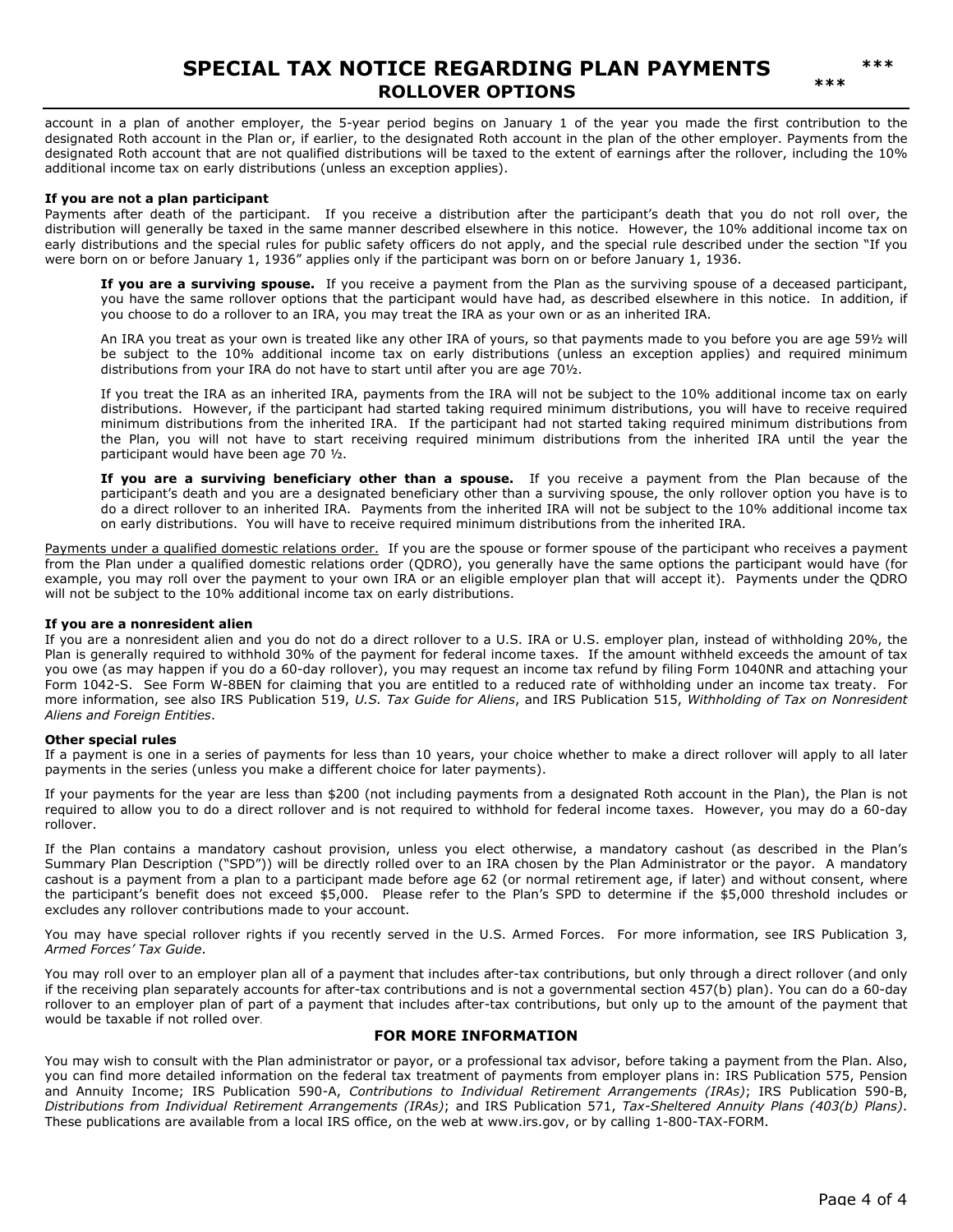account in a plan of another employer, the 5-year period begins on January 1 of the year you made the first contribution to the designated Roth account in the Plan or, if earlier, to the designated Roth account in the plan of the other employer. Payments from the designated Roth account that are not qualified distributions will be taxed to the extent of earnings after the rollover, including the 10% additional income tax on early distributions (unless an exception applies).

**If you are not a plan participant**

Payments after death of the participant. If you receive a distribution after the participant's death that you do not roll over, the distribution will generally be taxed in the same manner described elsewhere in this notice. However, the 10% additional income tax on early distributions and the special rules for public safety officers do not apply, and the special rule described under the section "If you were born on or before January 1, 1936" applies only if the participant was born on or before January 1, 1936.

**If you are a surviving spouse.** If you receive a payment from the Plan as the surviving spouse of a deceased participant, you have the same rollover options that the participant would have had, as described elsewhere in this notice. In addition, if you choose to do a rollover to an IRA, you may treat the IRA as your own or as an inherited IRA.

An IRA you treat as your own is treated like any other IRA of yours, so that payments made to you before you are age 59½ will be subject to the 10% additional income tax on early distributions (unless an exception applies) and required minimum distributions from your IRA do not have to start until after you are age 70½.

If you treat the IRA as an inherited IRA, payments from the IRA will not be subject to the 10% additional income tax on early distributions. However, if the participant had started taking required minimum distributions, you will have to receive required minimum distributions from the inherited IRA. If the participant had not started taking required minimum distributions from the Plan, you will not have to start receiving required minimum distributions from the inherited IRA until the year the participant would have been age 70 ½.

**If you are a surviving beneficiary other than a spouse.** If you receive a payment from the Plan because of the participant's death and you are a designated beneficiary other than a surviving spouse, the only rollover option you have is to do a direct rollover to an inherited IRA. Payments from the inherited IRA will not be subject to the 10% additional income tax on early distributions. You will have to receive required minimum distributions from the inherited IRA.

Payments under a qualified domestic relations order. If you are the spouse or former spouse of the participant who receives a payment from the Plan under a qualified domestic relations order (QDRO), you generally have the same options the participant would have (for example, you may roll over the payment to your own IRA or an eligible employer plan that will accept it). Payments under the QDRO will not be subject to the 10% additional income tax on early distributions.

**If you are a nonresident alien**

If you are a nonresident alien and you do not do a direct rollover to a U.S. IRA or U.S. employer plan, instead of withholding 20%, the Plan is generally required to withhold 30% of the payment for federal income taxes. If the amount withheld exceeds the amount of tax you owe (as may happen if you do a 60-day rollover), you may request an income tax refund by filing Form 1040NR and attaching your Form 1042-S. See Form W-8BEN for claiming that you are entitled to a reduced rate of withholding under an income tax treaty. For more information, see also IRS Publication 519, *U.S. Tax Guide for Aliens*, and IRS Publication 515, *Withholding of Tax on Nonresident Aliens and Foreign Entities*.

**Other special rules**

If a payment is one in a series of payments for less than 10 years, your choice whether to make a direct rollover will apply to all later payments in the series (unless you make a different choice for later payments).

If your payments for the year are less than $200 (not including payments from a designated Roth account in the Plan), the Plan is not required to allow you to do a direct rollover and is not required to withhold for federal income taxes. However, you may do a 60-day rollover.

If the Plan contains a mandatory cashout provision, unless you elect otherwise, a mandatory cashout (as described in the Plan's Summary Plan Description ("SPD")) will be directly rolled over to an IRA chosen by the Plan Administrator or the payor. A mandatory cashout is a payment from a plan to a participant made before age 62 (or normal retirement age, if later) and without consent, where the participant's benefit does not exceed $5,000. Please refer to the Plan's SPD to determine if the $5,000 threshold includes or excludes any rollover contributions made to your account.

You may have special rollover rights if you recently served in the U.S. Armed Forces. For more information, see IRS Publication 3, *Armed Forces' Tax Guide*.

You may roll over to an employer plan all of a payment that includes after-tax contributions, but only through a direct rollover (and only if the receiving plan separately accounts for after-tax contributions and is not a governmental section 457(b) plan). You can do a 60-day rollover to an employer plan of part of a payment that includes after-tax contributions, but only up to the amount of the payment that would be taxable if not rolled over.

## FOR MORE INFORMATION

You may wish to consult with the Plan administrator or payor, or a professional tax advisor, before taking a payment from the Plan. Also, you can find more detailed information on the federal tax treatment of payments from employer plans in: IRS Publication 575, Pension and Annuity Income; IRS Publication 590-A, *Contributions to Individual Retirement Arrangements (IRAs)*; IRS Publication 590-B, *Distributions from Individual Retirement Arrangements (IRAs)*; and IRS Publication 571, *Tax-Sheltered Annuity Plans (403(b) Plans)*. These publications are available from a local IRS office, on the web at www.irs.gov, or by calling 1-800-TAX-FORM.